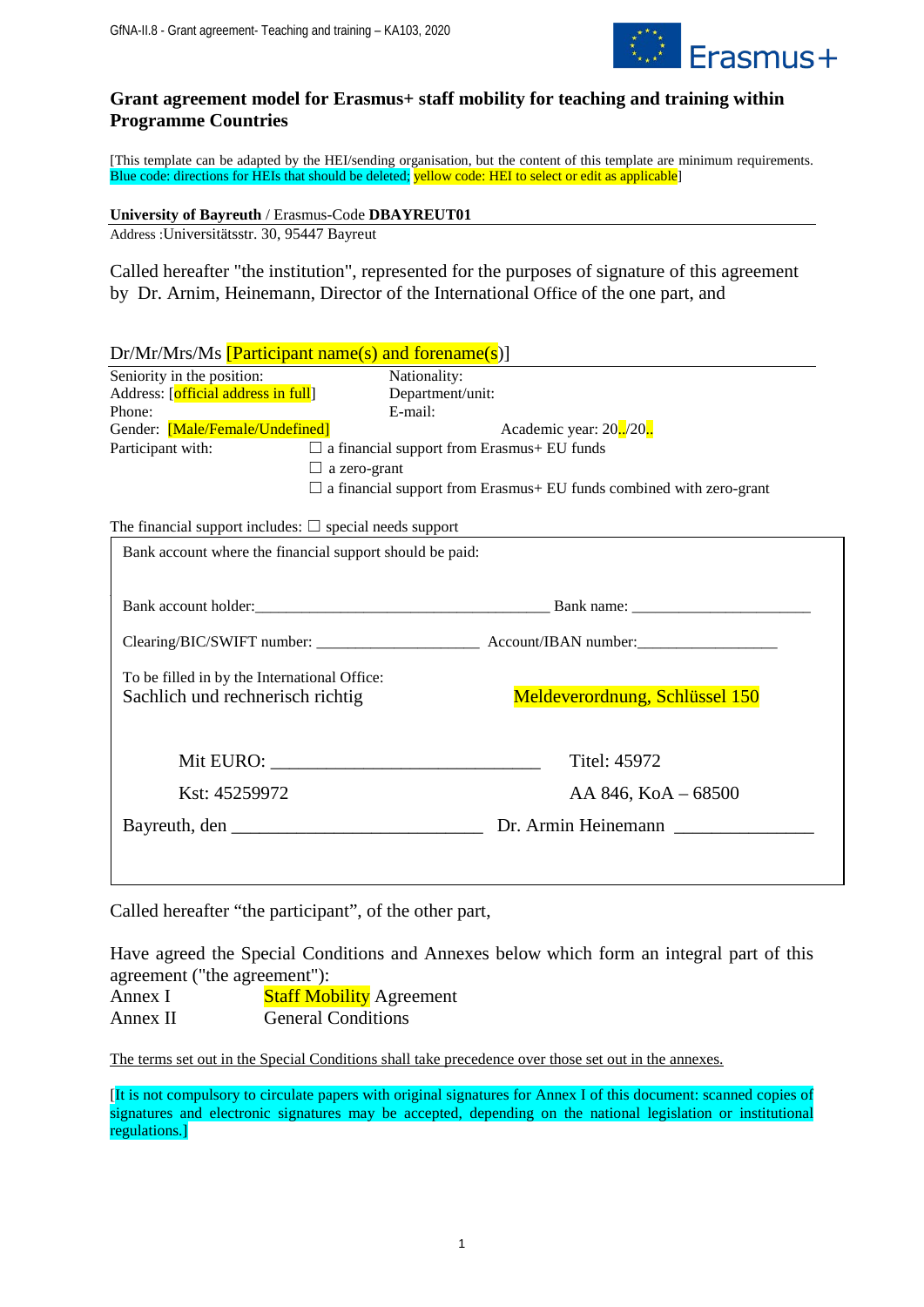# Grant agreement model for Erasmus+ staff mobility for teaching and training within Programme Countries

[This template can be adapted by the HEI/sending organisation, but the content of this template are minimum requirements. Blue code: directions for HEIs that should be deleted; yellow code: HEI to select or edit as applicable]

**University of Bayreuth** / Erasmus-Code **DBAYREUT01**

Address :Universitätsstr. 30, 95447 Bayreut

Called hereafter "the institution", represented for the purposes of signature of this agreement by Dr. Arnim, Heinemann, Director of the International Office of the one part, and

Dr/Mr/Mrs/Ms [Participant name(s) and forename(s)]

Seniority in the position: Nationality:

Address: [official address in full] Department/unit:

Phone: E-mail:

Gender: [Male/Female/Undefined] Academic year: 20../20..

Participant with:
- ☐ a financial support from Erasmus+ EU funds
- ☐ a zero-grant
- ☐ a financial support from Erasmus+ EU funds combined with zero-grant

The financial support includes: ☐ special needs support

Bank account where the financial support should be paid:

Bank account holder:_______________________________________ Bank name: _______________________

Clearing/BIC/SWIFT number: _____________________ Account/IBAN number:__________________

To be filled in by the International Office:

Sachlich und rechnerisch richtig Meldeverordnung, Schlüssel 150

Mit EURO: _______________________________ Titel: 45972

Kst: 45259972 AA 846, KoA – 68500

Bayreuth, den ____________________________ Dr. Armin Heinemann _______________

Called hereafter "the participant", of the other part,

Have agreed the Special Conditions and Annexes below which form an integral part of this agreement ("the agreement"):

Annex I Staff Mobility Agreement

Annex II General Conditions

The terms set out in the Special Conditions shall take precedence over those set out in the annexes.

[It is not compulsory to circulate papers with original signatures for Annex I of this document: scanned copies of signatures and electronic signatures may be accepted, depending on the national legislation or institutional regulations.]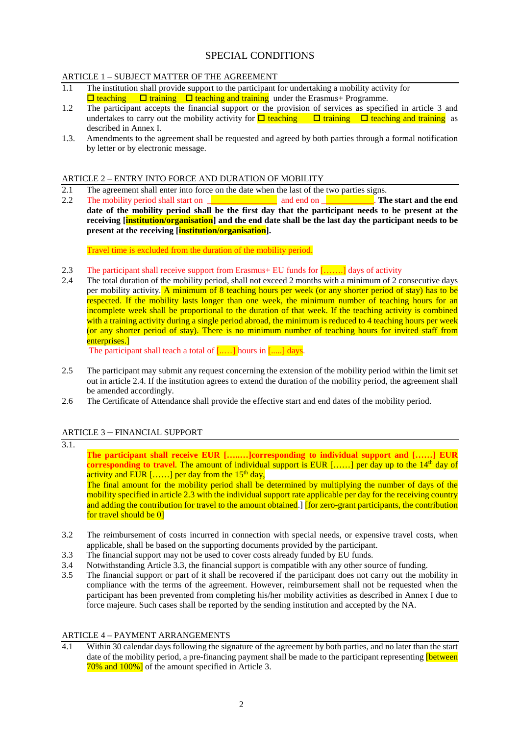# SPECIAL CONDITIONS

## ARTICLE 1 – SUBJECT MATTER OF THE AGREEMENT

1.1 The institution shall provide support to the participant for undertaking a mobility activity for ☐ teaching ☐ training ☐ teaching and training under the Erasmus+ Programme.

1.2 The participant accepts the financial support or the provision of services as specified in article 3 and undertakes to carry out the mobility activity for ☐ teaching ☐ training ☐ teaching and training as described in Annex I.

1.3. Amendments to the agreement shall be requested and agreed by both parties through a formal notification by letter or by electronic message.

## ARTICLE 2 – ENTRY INTO FORCE AND DURATION OF MOBILITY

2.1 The agreement shall enter into force on the date when the last of the two parties signs.

2.2 The mobility period shall start on _______________ and end on ___________. **The start and the end date of the mobility period shall be the first day that the participant needs to be present at the receiving [institution/organisation] and the end date shall be the last day the participant needs to be present at the receiving [institution/organisation].**

Travel time is excluded from the duration of the mobility period.

2.3 The participant shall receive support from Erasmus+ EU funds for [……..] days of activity

2.4 The total duration of the mobility period, shall not exceed 2 months with a minimum of 2 consecutive days per mobility activity. A minimum of 8 teaching hours per week (or any shorter period of stay) has to be respected. If the mobility lasts longer than one week, the minimum number of teaching hours for an incomplete week shall be proportional to the duration of that week. If the teaching activity is combined with a training activity during a single period abroad, the minimum is reduced to 4 teaching hours per week (or any shorter period of stay). There is no minimum number of teaching hours for invited staff from enterprises.]

The participant shall teach a total of [..….] hours in [.....] days.

2.5 The participant may submit any request concerning the extension of the mobility period within the limit set out in article 2.4. If the institution agrees to extend the duration of the mobility period, the agreement shall be amended accordingly.

2.6 The Certificate of Attendance shall provide the effective start and end dates of the mobility period.

## ARTICLE 3 – FINANCIAL SUPPORT

3.1. **The participant shall receive EUR […..…]corresponding to individual support and [……] EUR corresponding to travel**. The amount of individual support is EUR [……] per day up to the 14th day of activity and EUR [……] per day from the 15th day,

The final amount for the mobility period shall be determined by multiplying the number of days of the mobility specified in article 2.3 with the individual support rate applicable per day for the receiving country and adding the contribution for travel to the amount obtained.] [for zero-grant participants, the contribution for travel should be 0]

3.2 The reimbursement of costs incurred in connection with special needs, or expensive travel costs, when applicable, shall be based on the supporting documents provided by the participant.

3.3 The financial support may not be used to cover costs already funded by EU funds.

3.4 Notwithstanding Article 3.3, the financial support is compatible with any other source of funding.

3.5 The financial support or part of it shall be recovered if the participant does not carry out the mobility in compliance with the terms of the agreement. However, reimbursement shall not be requested when the participant has been prevented from completing his/her mobility activities as described in Annex I due to force majeure. Such cases shall be reported by the sending institution and accepted by the NA.

## ARTICLE 4 – PAYMENT ARRANGEMENTS

4.1 Within 30 calendar days following the signature of the agreement by both parties, and no later than the start date of the mobility period, a pre-financing payment shall be made to the participant representing [between 70% and 100%] of the amount specified in Article 3.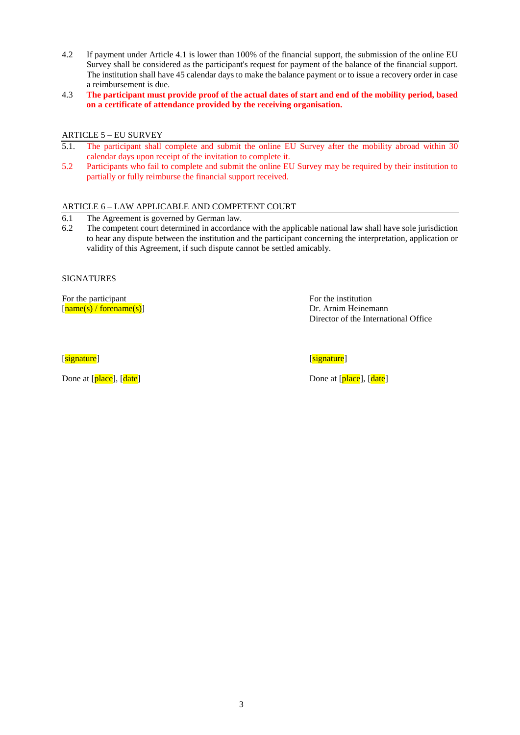4.2 If payment under Article 4.1 is lower than 100% of the financial support, the submission of the online EU Survey shall be considered as the participant's request for payment of the balance of the financial support. The institution shall have 45 calendar days to make the balance payment or to issue a recovery order in case a reimbursement is due.

4.3 **The participant must provide proof of the actual dates of start and end of the mobility period, based on a certificate of attendance provided by the receiving organisation.**

## ARTICLE 5 – EU SURVEY

5.1. The participant shall complete and submit the online EU Survey after the mobility abroad within 30 calendar days upon receipt of the invitation to complete it.

5.2 Participants who fail to complete and submit the online EU Survey may be required by their institution to partially or fully reimburse the financial support received.

## ARTICLE 6 – LAW APPLICABLE AND COMPETENT COURT

6.1 The Agreement is governed by German law.

6.2 The competent court determined in accordance with the applicable national law shall have sole jurisdiction to hear any dispute between the institution and the participant concerning the interpretation, application or validity of this Agreement, if such dispute cannot be settled amicably.

SIGNATURES

For the participant
[name(s) / forename(s)]

[signature]

Done at [place], [date]

For the institution
Dr. Arnim Heinemann
Director of the International Office

[signature]

Done at [place], [date]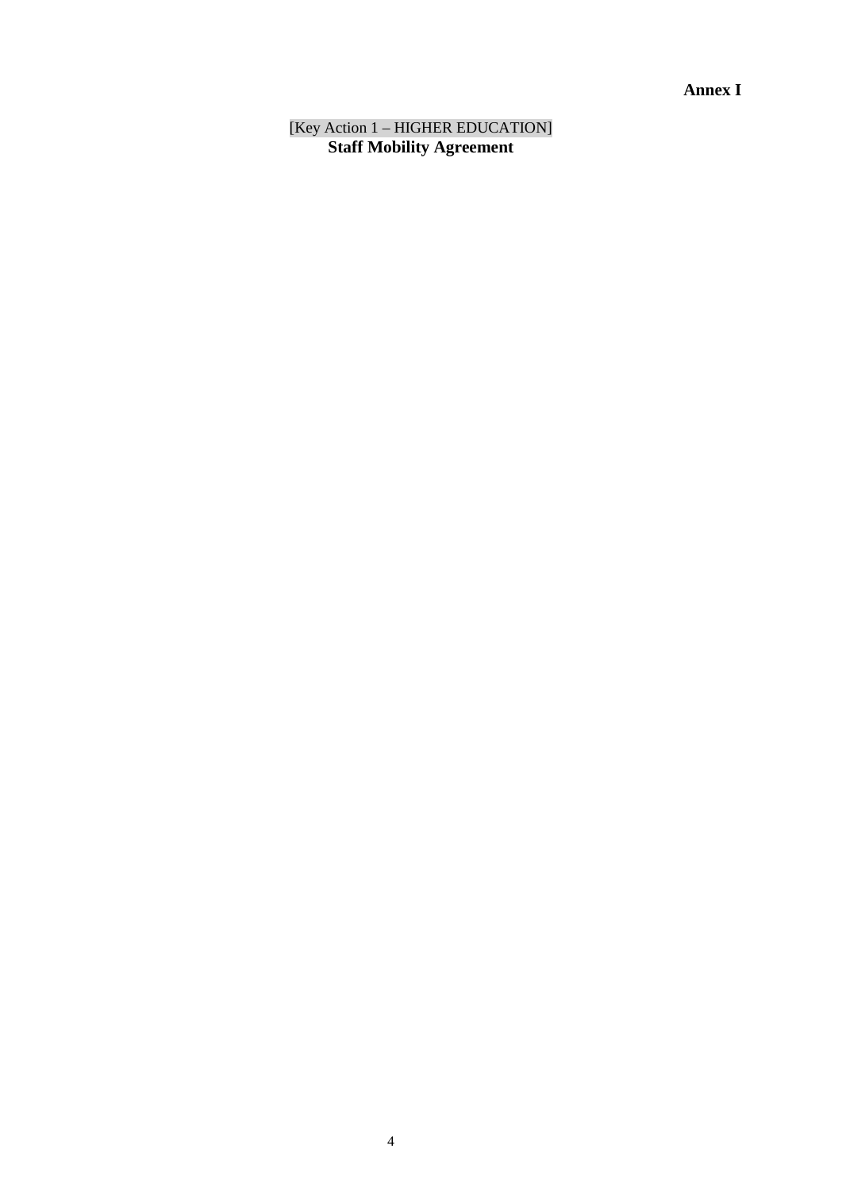**Annex I**

[Key Action 1 – HIGHER EDUCATION]

**Staff Mobility Agreement**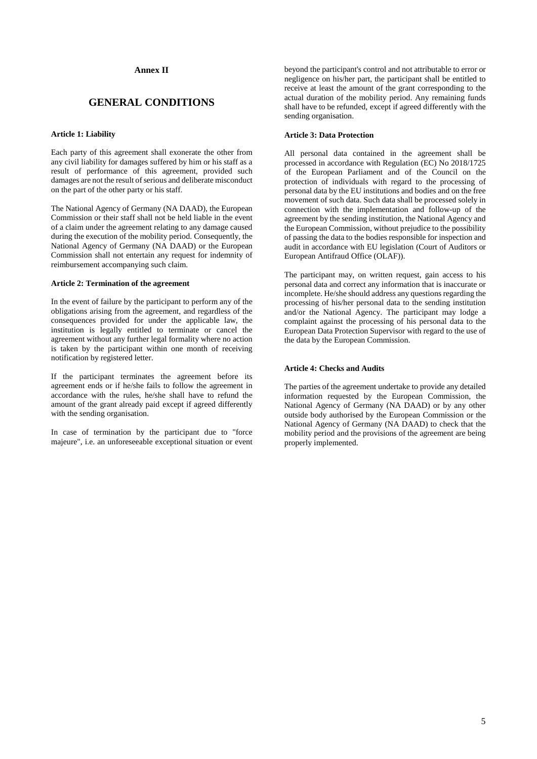**Annex II**

# GENERAL CONDITIONS

**Article 1: Liability**

Each party of this agreement shall exonerate the other from any civil liability for damages suffered by him or his staff as a result of performance of this agreement, provided such damages are not the result of serious and deliberate misconduct on the part of the other party or his staff.

The National Agency of Germany (NA DAAD), the European Commission or their staff shall not be held liable in the event of a claim under the agreement relating to any damage caused during the execution of the mobility period. Consequently, the National Agency of Germany (NA DAAD) or the European Commission shall not entertain any request for indemnity of reimbursement accompanying such claim.

**Article 2: Termination of the agreement**

In the event of failure by the participant to perform any of the obligations arising from the agreement, and regardless of the consequences provided for under the applicable law, the institution is legally entitled to terminate or cancel the agreement without any further legal formality where no action is taken by the participant within one month of receiving notification by registered letter.

If the participant terminates the agreement before its agreement ends or if he/she fails to follow the agreement in accordance with the rules, he/she shall have to refund the amount of the grant already paid except if agreed differently with the sending organisation.

In case of termination by the participant due to "force majeure", i.e. an unforeseeable exceptional situation or event beyond the participant's control and not attributable to error or negligence on his/her part, the participant shall be entitled to receive at least the amount of the grant corresponding to the actual duration of the mobility period. Any remaining funds shall have to be refunded, except if agreed differently with the sending organisation.

**Article 3: Data Protection**

All personal data contained in the agreement shall be processed in accordance with Regulation (EC) No 2018/1725 of the European Parliament and of the Council on the protection of individuals with regard to the processing of personal data by the EU institutions and bodies and on the free movement of such data. Such data shall be processed solely in connection with the implementation and follow-up of the agreement by the sending institution, the National Agency and the European Commission, without prejudice to the possibility of passing the data to the bodies responsible for inspection and audit in accordance with EU legislation (Court of Auditors or European Antifraud Office (OLAF)).

The participant may, on written request, gain access to his personal data and correct any information that is inaccurate or incomplete. He/she should address any questions regarding the processing of his/her personal data to the sending institution and/or the National Agency. The participant may lodge a complaint against the processing of his personal data to the European Data Protection Supervisor with regard to the use of the data by the European Commission.

**Article 4: Checks and Audits**

The parties of the agreement undertake to provide any detailed information requested by the European Commission, the National Agency of Germany (NA DAAD) or by any other outside body authorised by the European Commission or the National Agency of Germany (NA DAAD) to check that the mobility period and the provisions of the agreement are being properly implemented.